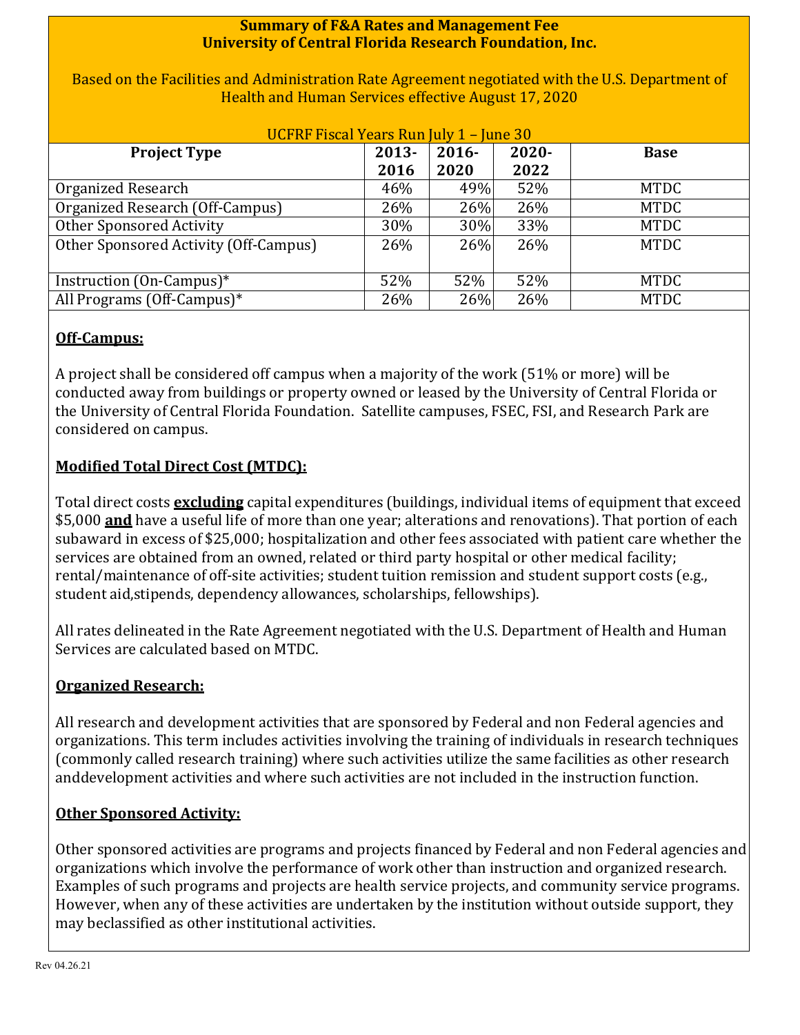# Summary of F&A Rates and Management Fee
# University of Central Florida Research Foundation, Inc.

Based on the Facilities and Administration Rate Agreement negotiated with the U.S. Department of Health and Human Services effective August 17, 2020

UCFRF Fiscal Years Run July 1 – June 30

| Project Type | 2013-2016 | 2016-2020 | 2020-2022 | Base |
|---|---|---|---|---|
| Organized Research | 46% | 49% | 52% | MTDC |
| Organized Research (Off-Campus) | 26% | 26% | 26% | MTDC |
| Other Sponsored Activity | 30% | 30% | 33% | MTDC |
| Other Sponsored Activity (Off-Campus) | 26% | 26% | 26% | MTDC |
| Instruction (On-Campus)* | 52% | 52% | 52% | MTDC |
| All Programs (Off-Campus)* | 26% | 26% | 26% | MTDC |

## Off-Campus:

A project shall be considered off campus when a majority of the work (51% or more) will be conducted away from buildings or property owned or leased by the University of Central Florida or the University of Central Florida Foundation. Satellite campuses, FSEC, FSI, and Research Park are considered on campus.

## Modified Total Direct Cost (MTDC):

Total direct costs **excluding** capital expenditures (buildings, individual items of equipment that exceed $5,000 **and** have a useful life of more than one year; alterations and renovations). That portion of each subaward in excess of $25,000; hospitalization and other fees associated with patient care whether the services are obtained from an owned, related or third party hospital or other medical facility; rental/maintenance of off-site activities; student tuition remission and student support costs (e.g., student aid,stipends, dependency allowances, scholarships, fellowships).

All rates delineated in the Rate Agreement negotiated with the U.S. Department of Health and Human Services are calculated based on MTDC.

## Organized Research:

All research and development activities that are sponsored by Federal and non Federal agencies and organizations. This term includes activities involving the training of individuals in research techniques (commonly called research training) where such activities utilize the same facilities as other research anddevelopment activities and where such activities are not included in the instruction function.

## Other Sponsored Activity:

Other sponsored activities are programs and projects financed by Federal and non Federal agencies and organizations which involve the performance of work other than instruction and organized research. Examples of such programs and projects are health service projects, and community service programs. However, when any of these activities are undertaken by the institution without outside support, they may beclassified as other institutional activities.

Rev 04.26.21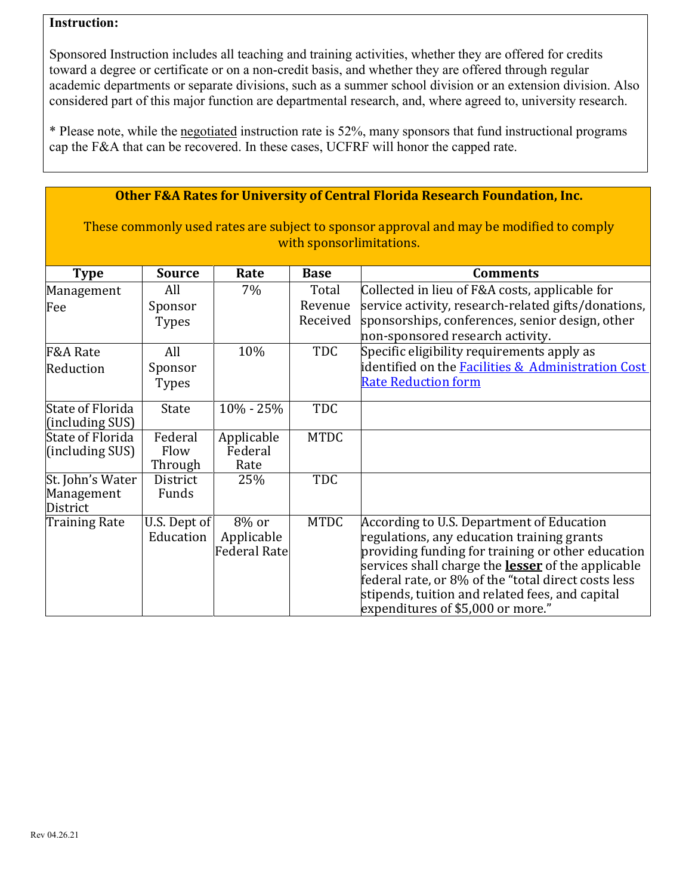**Instruction:**

Sponsored Instruction includes all teaching and training activities, whether they are offered for credits toward a degree or certificate or on a non-credit basis, and whether they are offered through regular academic departments or separate divisions, such as a summer school division or an extension division. Also considered part of this major function are departmental research, and, where agreed to, university research.

* Please note, while the negotiated instruction rate is 52%, many sponsors that fund instructional programs cap the F&A that can be recovered. In these cases, UCFRF will honor the capped rate.

**Other F&A Rates for University of Central Florida Research Foundation, Inc.**

These commonly used rates are subject to sponsor approval and may be modified to comply with sponsorlimitations.

| Type | Source | Rate | Base | Comments |
|---|---|---|---|---|
| Management Fee | All Sponsor Types | 7% | Total Revenue Received | Collected in lieu of F&A costs, applicable for service activity, research-related gifts/donations, sponsorships, conferences, senior design, other non-sponsored research activity. |
| F&A Rate Reduction | All Sponsor Types | 10% | TDC | Specific eligibility requirements apply as identified on the Facilities & Administration Cost Rate Reduction form |
| State of Florida (including SUS) | State | 10% - 25% | TDC | |
| State of Florida (including SUS) | Federal Flow Through | Applicable Federal Rate | MTDC | |
| St. John's Water Management District | District Funds | 25% | TDC | |
| Training Rate | U.S. Dept of Education | 8% or Applicable Federal Rate | MTDC | According to U.S. Department of Education regulations, any education training grants providing funding for training or other education services shall charge the **lesser** of the applicable federal rate, or 8% of the "total direct costs less stipends, tuition and related fees, and capital expenditures of $5,000 or more." |

Rev 04.26.21